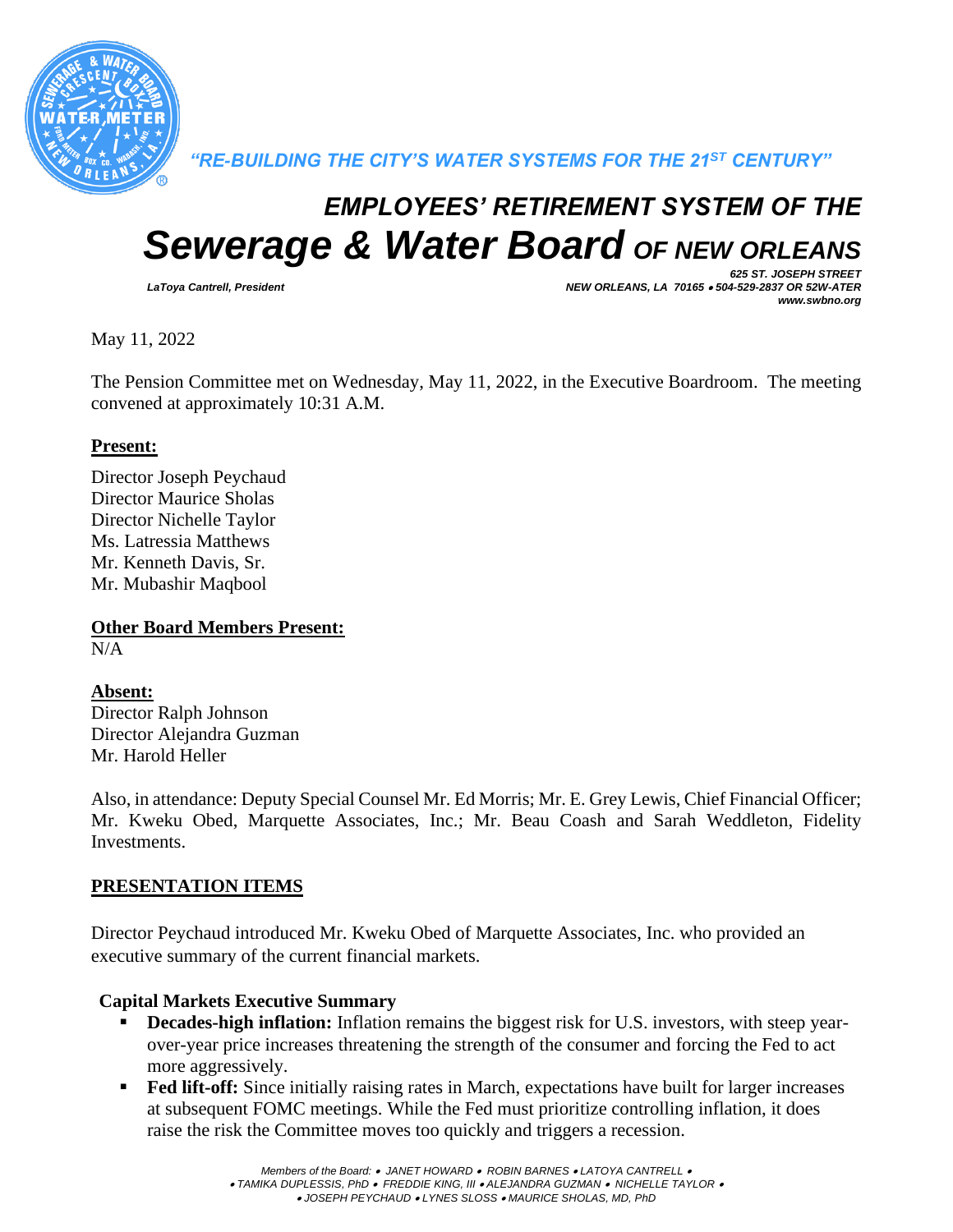*"RE-BUILDING THE CITY'S WATER SYSTEMS FOR THE 21ST CENTURY"*

# *EMPLOYEES' RETIREMENT SYSTEM OF THE*
# *Sewerage & Water Board OF NEW ORLEANS*

*LaToya Cantrell, President*

*625 ST. JOSEPH STREET*
*NEW ORLEANS, LA 70165 • 504-529-2837 OR 52W-ATER*
*www.swbno.org*

May 11, 2022

The Pension Committee met on Wednesday, May 11, 2022, in the Executive Boardroom. The meeting convened at approximately 10:31 A.M.

**Present:**

Director Joseph Peychaud
Director Maurice Sholas
Director Nichelle Taylor
Ms. Latressia Matthews
Mr. Kenneth Davis, Sr.
Mr. Mubashir Maqbool

**Other Board Members Present:**
N/A

**Absent:**
Director Ralph Johnson
Director Alejandra Guzman
Mr. Harold Heller

Also, in attendance: Deputy Special Counsel Mr. Ed Morris; Mr. E. Grey Lewis, Chief Financial Officer; Mr. Kweku Obed, Marquette Associates, Inc.; Mr. Beau Coash and Sarah Weddleton, Fidelity Investments.

**PRESENTATION ITEMS**

Director Peychaud introduced Mr. Kweku Obed of Marquette Associates, Inc. who provided an executive summary of the current financial markets.

**Capital Markets Executive Summary**

- **Decades-high inflation:** Inflation remains the biggest risk for U.S. investors, with steep year-over-year price increases threatening the strength of the consumer and forcing the Fed to act more aggressively.
- **Fed lift-off:** Since initially raising rates in March, expectations have built for larger increases at subsequent FOMC meetings. While the Fed must prioritize controlling inflation, it does raise the risk the Committee moves too quickly and triggers a recession.

*Members of the Board: • JANET HOWARD • ROBIN BARNES • LATOYA CANTRELL • • TAMIKA DUPLESSIS, PhD • FREDDIE KING, III • ALEJANDRA GUZMAN • NICHELLE TAYLOR • • JOSEPH PEYCHAUD • LYNES SLOSS • MAURICE SHOLAS, MD, PhD*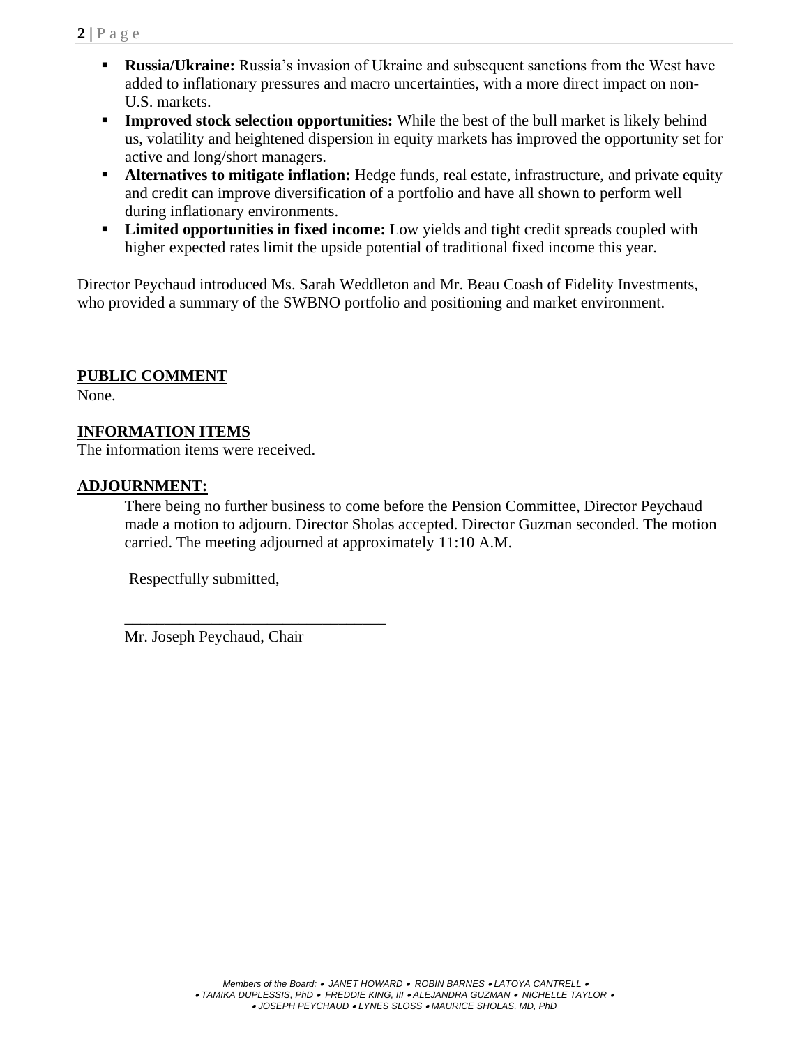- **Russia/Ukraine:** Russia's invasion of Ukraine and subsequent sanctions from the West have added to inflationary pressures and macro uncertainties, with a more direct impact on non-U.S. markets.
- **Improved stock selection opportunities:** While the best of the bull market is likely behind us, volatility and heightened dispersion in equity markets has improved the opportunity set for active and long/short managers.
- **Alternatives to mitigate inflation:** Hedge funds, real estate, infrastructure, and private equity and credit can improve diversification of a portfolio and have all shown to perform well during inflationary environments.
- **Limited opportunities in fixed income:** Low yields and tight credit spreads coupled with higher expected rates limit the upside potential of traditional fixed income this year.

Director Peychaud introduced Ms. Sarah Weddleton and Mr. Beau Coash of Fidelity Investments, who provided a summary of the SWBNO portfolio and positioning and market environment.

**PUBLIC COMMENT**

None.

**INFORMATION ITEMS**

The information items were received.

**ADJOURNMENT:**

There being no further business to come before the Pension Committee, Director Peychaud made a motion to adjourn. Director Sholas accepted. Director Guzman seconded. The motion carried. The meeting adjourned at approximately 11:10 A.M.

Respectfully submitted,

\_\_\_\_\_\_\_\_\_\_\_\_\_\_\_\_\_\_\_\_\_\_\_\_\_\_\_\_\_\_\_\_

Mr. Joseph Peychaud, Chair

*Members of the Board: • JANET HOWARD • ROBIN BARNES • LATOYA CANTRELL • • TAMIKA DUPLESSIS, PhD • FREDDIE KING, III • ALEJANDRA GUZMAN • NICHELLE TAYLOR • • JOSEPH PEYCHAUD • LYNES SLOSS • MAURICE SHOLAS, MD, PhD*